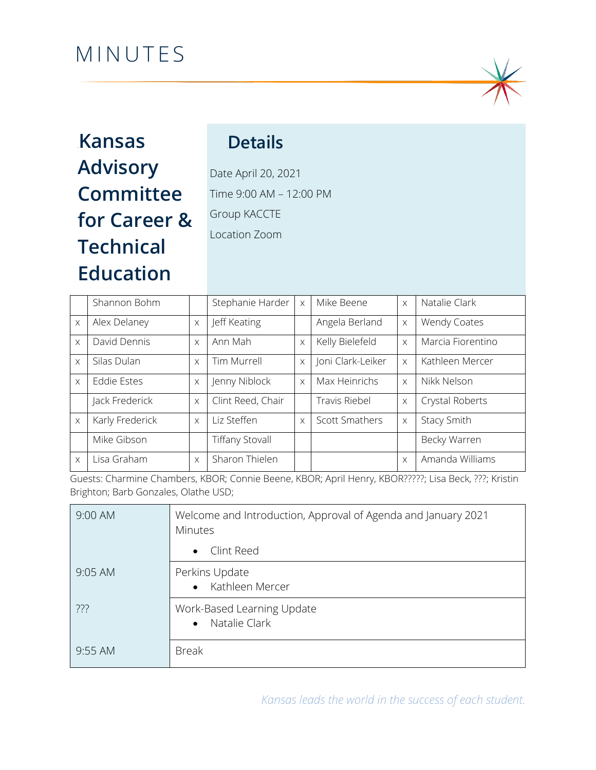# MINUTES

## Kansas Advisory Committee for Career & Technical Education

## Details

Date April 20, 2021

Time 9:00 AM – 12:00 PM

Group KACCTE

Location Zoom

| | | | | | | | |
|---|---|---|---|---|---|---|---|
| | Shannon Bohm | | Stephanie Harder | x | Mike Beene | x | Natalie Clark |
| x | Alex Delaney | x | Jeff Keating | | Angela Berland | x | Wendy Coates |
| x | David Dennis | x | Ann Mah | x | Kelly Bielefeld | x | Marcia Fiorentino |
| x | Silas Dulan | x | Tim Murrell | x | Joni Clark-Leiker | x | Kathleen Mercer |
| x | Eddie Estes | x | Jenny Niblock | x | Max Heinrichs | x | Nikk Nelson |
| | Jack Frederick | x | Clint Reed, Chair | | Travis Riebel | x | Crystal Roberts |
| x | Karly Frederick | x | Liz Steffen | x | Scott Smathers | x | Stacy Smith |
| | Mike Gibson | | Tiffany Stovall | | | | Becky Warren |
| x | Lisa Graham | x | Sharon Thielen | | | x | Amanda Williams |

Guests: Charmine Chambers, KBOR; Connie Beene, KBOR; April Henry, KBOR?????; Lisa Beck, ???; Kristin Brighton; Barb Gonzales, Olathe USD;

| | |
|---|---|
| 9:00 AM | Welcome and Introduction, Approval of Agenda and January 2021 Minutes<br>• Clint Reed |
| 9:05 AM | Perkins Update<br>• Kathleen Mercer |
| ??? | Work-Based Learning Update<br>• Natalie Clark |
| 9:55 AM | Break |

*Kansas leads the world in the success of each student.*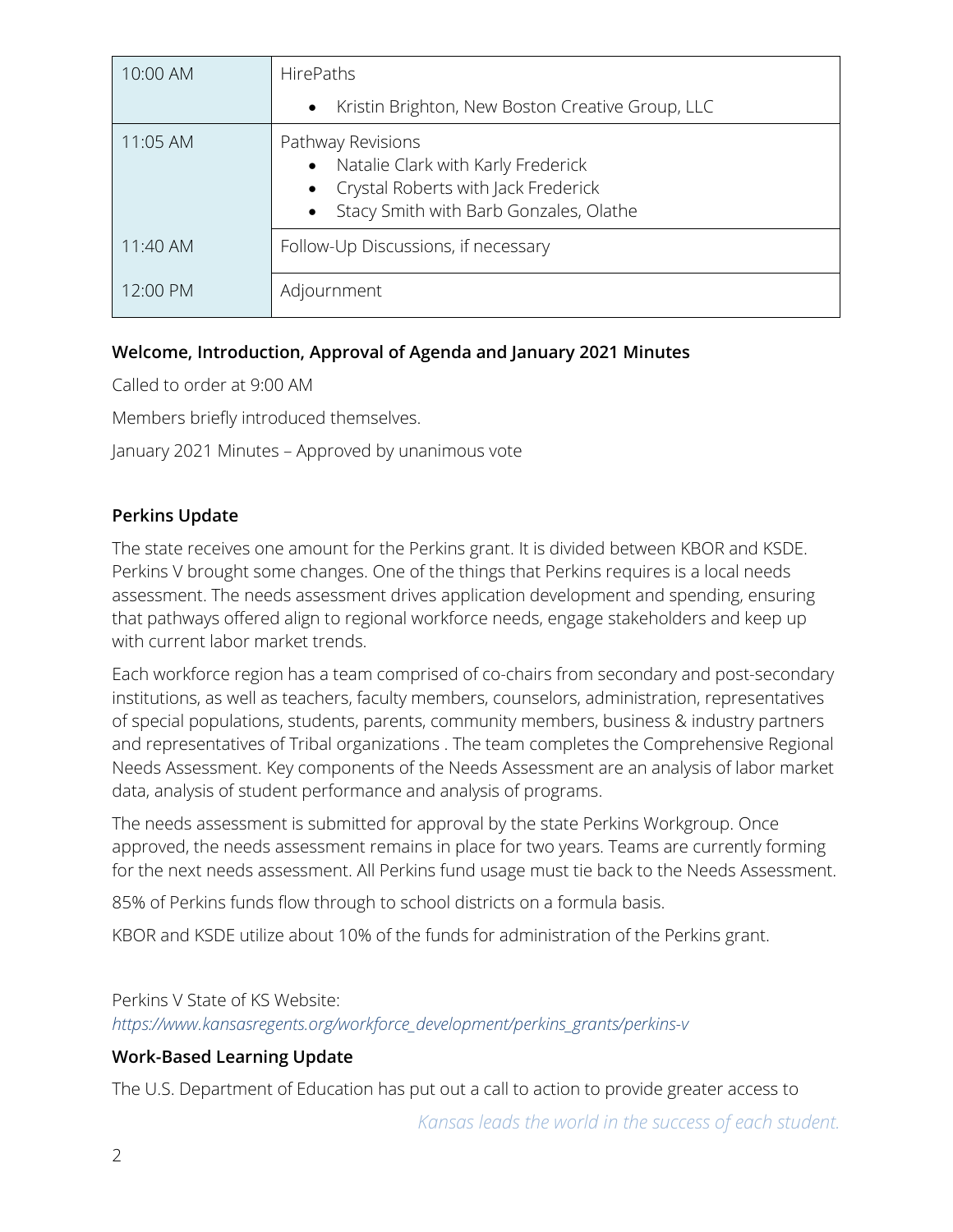| | |
|---|---|
| 10:00 AM | HirePaths<br>• Kristin Brighton, New Boston Creative Group, LLC |
| 11:05 AM | Pathway Revisions<br>• Natalie Clark with Karly Frederick<br>• Crystal Roberts with Jack Frederick<br>• Stacy Smith with Barb Gonzales, Olathe |
| 11:40 AM | Follow-Up Discussions, if necessary |
| 12:00 PM | Adjournment |

**Welcome, Introduction, Approval of Agenda and January 2021 Minutes**

Called to order at 9:00 AM

Members briefly introduced themselves.

January 2021 Minutes – Approved by unanimous vote

**Perkins Update**

The state receives one amount for the Perkins grant. It is divided between KBOR and KSDE. Perkins V brought some changes. One of the things that Perkins requires is a local needs assessment. The needs assessment drives application development and spending, ensuring that pathways offered align to regional workforce needs, engage stakeholders and keep up with current labor market trends.

Each workforce region has a team comprised of co-chairs from secondary and post-secondary institutions, as well as teachers, faculty members, counselors, administration, representatives of special populations, students, parents, community members, business & industry partners and representatives of Tribal organizations . The team completes the Comprehensive Regional Needs Assessment. Key components of the Needs Assessment are an analysis of labor market data, analysis of student performance and analysis of programs.

The needs assessment is submitted for approval by the state Perkins Workgroup. Once approved, the needs assessment remains in place for two years. Teams are currently forming for the next needs assessment. All Perkins fund usage must tie back to the Needs Assessment.

85% of Perkins funds flow through to school districts on a formula basis.

KBOR and KSDE utilize about 10% of the funds for administration of the Perkins grant.

Perkins V State of KS Website:
*https://www.kansasregents.org/workforce_development/perkins_grants/perkins-v*

**Work-Based Learning Update**

The U.S. Department of Education has put out a call to action to provide greater access to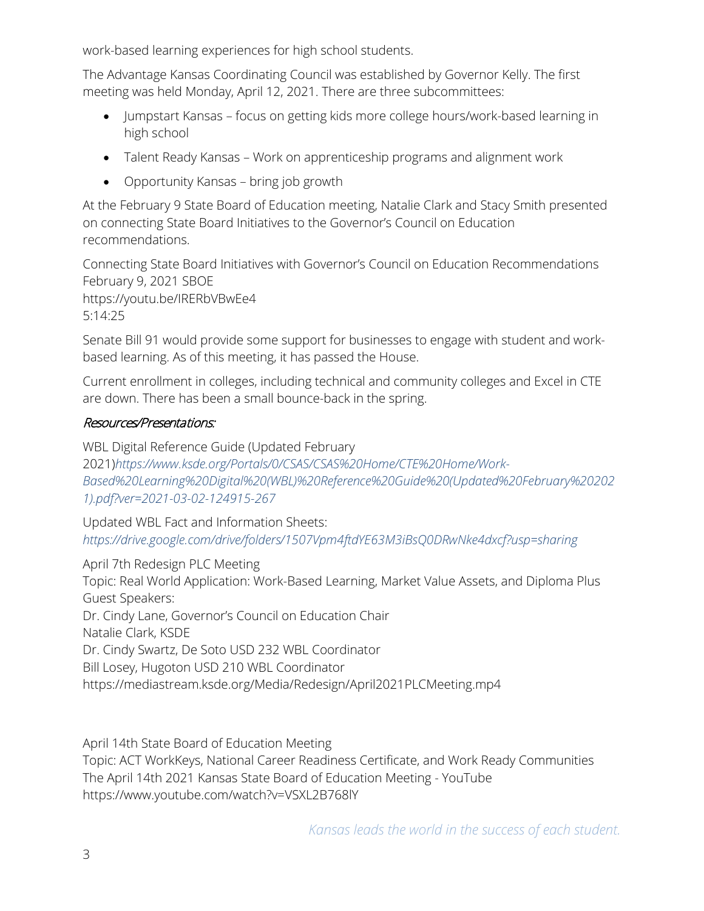work-based learning experiences for high school students.

The Advantage Kansas Coordinating Council was established by Governor Kelly. The first meeting was held Monday, April 12, 2021. There are three subcommittees:

- Jumpstart Kansas – focus on getting kids more college hours/work-based learning in high school
- Talent Ready Kansas – Work on apprenticeship programs and alignment work
- Opportunity Kansas – bring job growth

At the February 9 State Board of Education meeting, Natalie Clark and Stacy Smith presented on connecting State Board Initiatives to the Governor's Council on Education recommendations.

Connecting State Board Initiatives with Governor's Council on Education Recommendations
February 9, 2021 SBOE
https://youtu.be/IRERbVBwEe4
5:14:25

Senate Bill 91 would provide some support for businesses to engage with student and work-based learning. As of this meeting, it has passed the House.

Current enrollment in colleges, including technical and community colleges and Excel in CTE are down. There has been a small bounce-back in the spring.

### *Resources/Presentations:*

WBL Digital Reference Guide (Updated February 2021)*https://www.ksde.org/Portals/0/CSAS/CSAS%20Home/CTE%20Home/Work-Based%20Learning%20Digital%20(WBL)%20Reference%20Guide%20(Updated%20February%202021).pdf?ver=2021-03-02-124915-267*

Updated WBL Fact and Information Sheets:
*https://drive.google.com/drive/folders/1507Vpm4ftdYE63M3iBsQ0DRwNke4dxcf?usp=sharing*

April 7th Redesign PLC Meeting
Topic: Real World Application: Work-Based Learning, Market Value Assets, and Diploma Plus
Guest Speakers:
Dr. Cindy Lane, Governor's Council on Education Chair
Natalie Clark, KSDE
Dr. Cindy Swartz, De Soto USD 232 WBL Coordinator
Bill Losey, Hugoton USD 210 WBL Coordinator
https://mediastream.ksde.org/Media/Redesign/April2021PLCMeeting.mp4

April 14th State Board of Education Meeting
Topic: ACT WorkKeys, National Career Readiness Certificate, and Work Ready Communities
The April 14th 2021 Kansas State Board of Education Meeting - YouTube
https://www.youtube.com/watch?v=VSXL2B768lY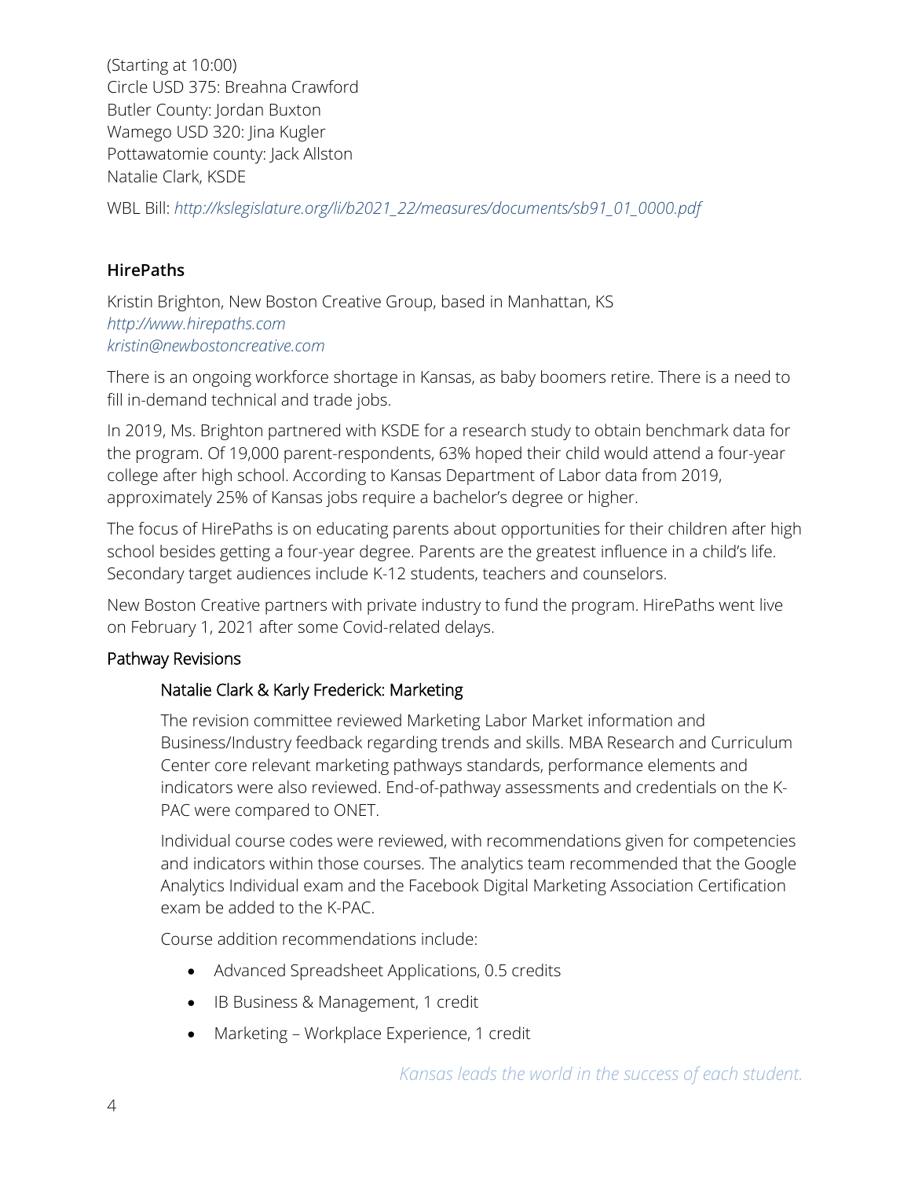(Starting at 10:00)
Circle USD 375: Breahna Crawford
Butler County: Jordan Buxton
Wamego USD 320: Jina Kugler
Pottawatomie county: Jack Allston
Natalie Clark, KSDE

WBL Bill: *http://kslegislature.org/li/b2021_22/measures/documents/sb91_01_0000.pdf*

### HirePaths

Kristin Brighton, New Boston Creative Group, based in Manhattan, KS
*http://www.hirepaths.com*
*kristin@newbostoncreative.com*

There is an ongoing workforce shortage in Kansas, as baby boomers retire. There is a need to fill in-demand technical and trade jobs.

In 2019, Ms. Brighton partnered with KSDE for a research study to obtain benchmark data for the program. Of 19,000 parent-respondents, 63% hoped their child would attend a four-year college after high school. According to Kansas Department of Labor data from 2019, approximately 25% of Kansas jobs require a bachelor's degree or higher.

The focus of HirePaths is on educating parents about opportunities for their children after high school besides getting a four-year degree. Parents are the greatest influence in a child's life. Secondary target audiences include K-12 students, teachers and counselors.

New Boston Creative partners with private industry to fund the program. HirePaths went live on February 1, 2021 after some Covid-related delays.

### Pathway Revisions

#### Natalie Clark & Karly Frederick: Marketing

The revision committee reviewed Marketing Labor Market information and Business/Industry feedback regarding trends and skills. MBA Research and Curriculum Center core relevant marketing pathways standards, performance elements and indicators were also reviewed. End-of-pathway assessments and credentials on the K-PAC were compared to ONET.

Individual course codes were reviewed, with recommendations given for competencies and indicators within those courses. The analytics team recommended that the Google Analytics Individual exam and the Facebook Digital Marketing Association Certification exam be added to the K-PAC.

Course addition recommendations include:

- Advanced Spreadsheet Applications, 0.5 credits
- IB Business & Management, 1 credit
- Marketing – Workplace Experience, 1 credit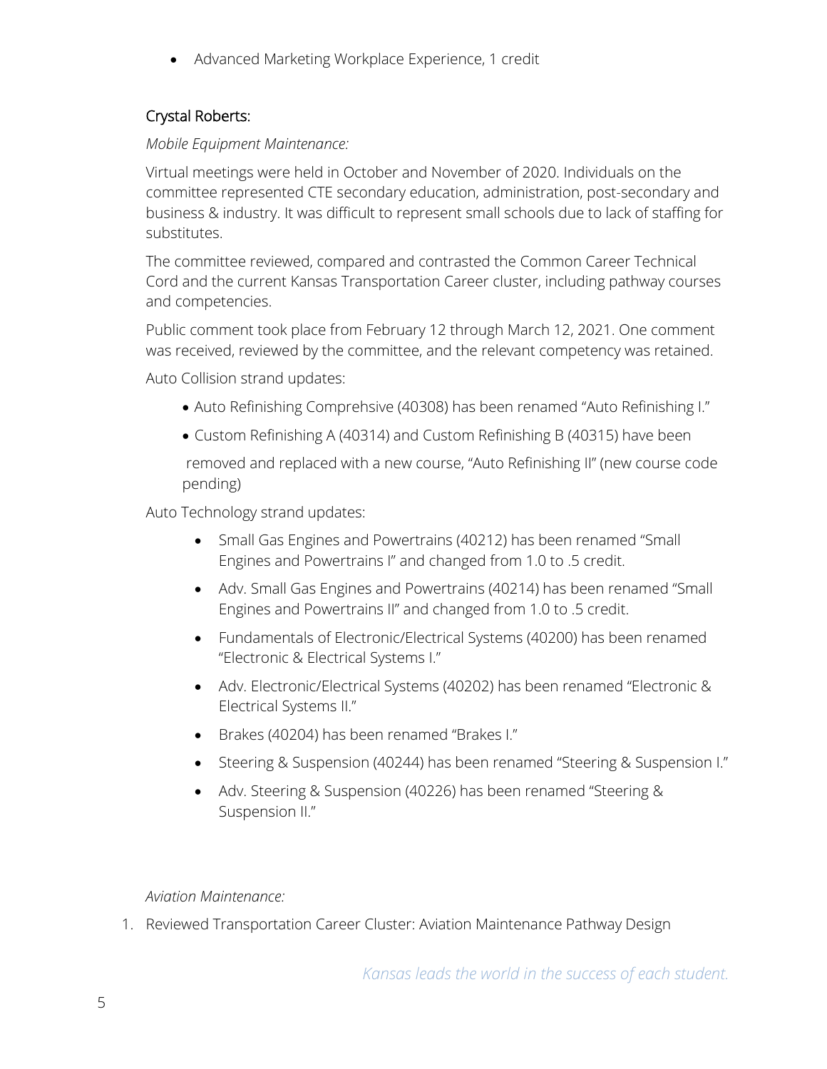- Advanced Marketing Workplace Experience, 1 credit

### Crystal Roberts:

*Mobile Equipment Maintenance:*

Virtual meetings were held in October and November of 2020. Individuals on the committee represented CTE secondary education, administration, post-secondary and business & industry. It was difficult to represent small schools due to lack of staffing for substitutes.

The committee reviewed, compared and contrasted the Common Career Technical Cord and the current Kansas Transportation Career cluster, including pathway courses and competencies.

Public comment took place from February 12 through March 12, 2021. One comment was received, reviewed by the committee, and the relevant competency was retained.

Auto Collision strand updates:

- Auto Refinishing Comprehsive (40308) has been renamed "Auto Refinishing I."
- Custom Refinishing A (40314) and Custom Refinishing B (40315) have been removed and replaced with a new course, "Auto Refinishing II" (new course code pending)

Auto Technology strand updates:

- Small Gas Engines and Powertrains (40212) has been renamed "Small Engines and Powertrains I" and changed from 1.0 to .5 credit.
- Adv. Small Gas Engines and Powertrains (40214) has been renamed "Small Engines and Powertrains II" and changed from 1.0 to .5 credit.
- Fundamentals of Electronic/Electrical Systems (40200) has been renamed "Electronic & Electrical Systems I."
- Adv. Electronic/Electrical Systems (40202) has been renamed "Electronic & Electrical Systems II."
- Brakes (40204) has been renamed "Brakes I."
- Steering & Suspension (40244) has been renamed "Steering & Suspension I."
- Adv. Steering & Suspension (40226) has been renamed "Steering & Suspension II."

*Aviation Maintenance:*

1. Reviewed Transportation Career Cluster: Aviation Maintenance Pathway Design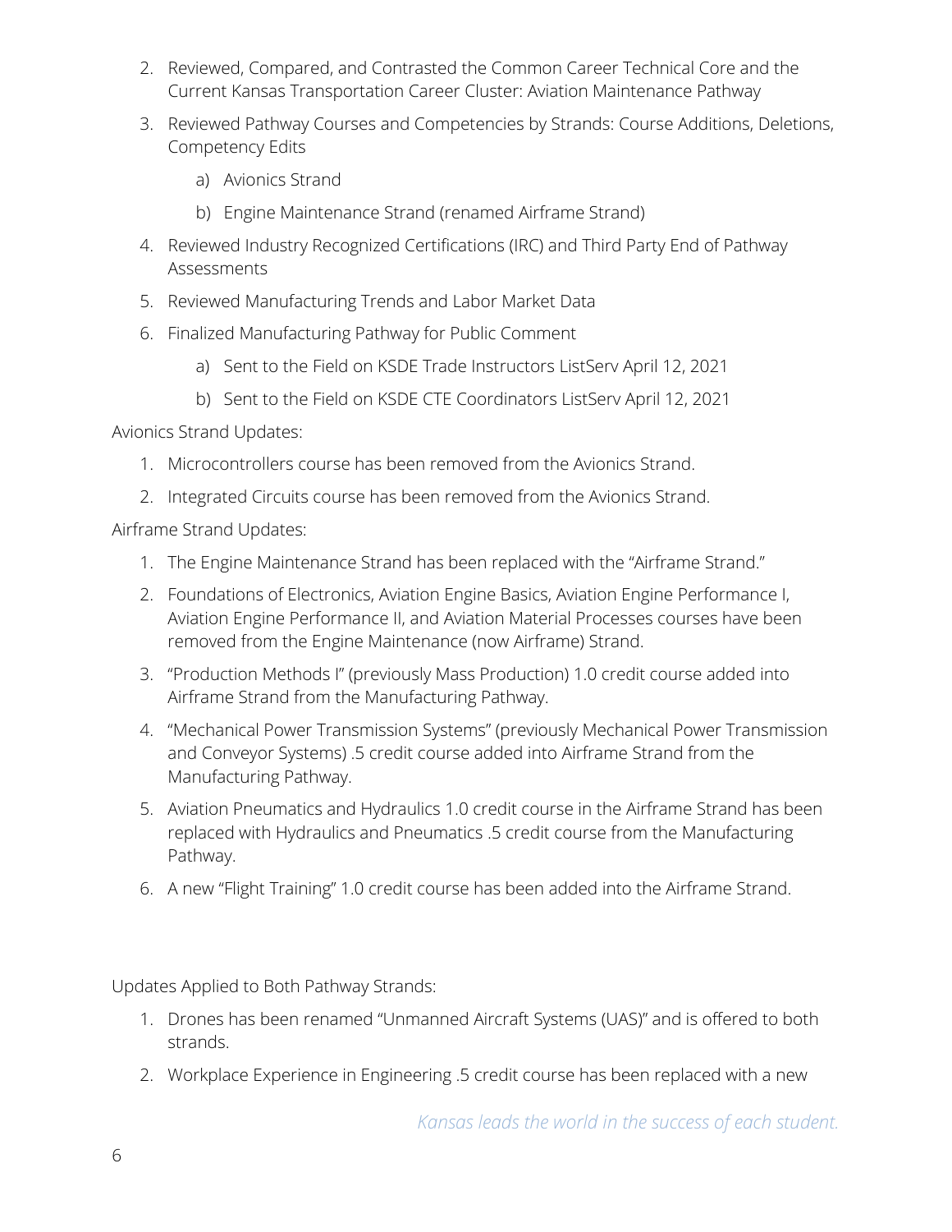2. Reviewed, Compared, and Contrasted the Common Career Technical Core and the Current Kansas Transportation Career Cluster: Aviation Maintenance Pathway
3. Reviewed Pathway Courses and Competencies by Strands: Course Additions, Deletions, Competency Edits
    a) Avionics Strand
    b) Engine Maintenance Strand (renamed Airframe Strand)
4. Reviewed Industry Recognized Certifications (IRC) and Third Party End of Pathway Assessments
5. Reviewed Manufacturing Trends and Labor Market Data
6. Finalized Manufacturing Pathway for Public Comment
    a) Sent to the Field on KSDE Trade Instructors ListServ April 12, 2021
    b) Sent to the Field on KSDE CTE Coordinators ListServ April 12, 2021

Avionics Strand Updates:

1. Microcontrollers course has been removed from the Avionics Strand.
2. Integrated Circuits course has been removed from the Avionics Strand.

Airframe Strand Updates:

1. The Engine Maintenance Strand has been replaced with the "Airframe Strand."
2. Foundations of Electronics, Aviation Engine Basics, Aviation Engine Performance I, Aviation Engine Performance II, and Aviation Material Processes courses have been removed from the Engine Maintenance (now Airframe) Strand.
3. "Production Methods I" (previously Mass Production) 1.0 credit course added into Airframe Strand from the Manufacturing Pathway.
4. "Mechanical Power Transmission Systems" (previously Mechanical Power Transmission and Conveyor Systems) .5 credit course added into Airframe Strand from the Manufacturing Pathway.
5. Aviation Pneumatics and Hydraulics 1.0 credit course in the Airframe Strand has been replaced with Hydraulics and Pneumatics .5 credit course from the Manufacturing Pathway.
6. A new "Flight Training" 1.0 credit course has been added into the Airframe Strand.

Updates Applied to Both Pathway Strands:

1. Drones has been renamed "Unmanned Aircraft Systems (UAS)" and is offered to both strands.
2. Workplace Experience in Engineering .5 credit course has been replaced with a new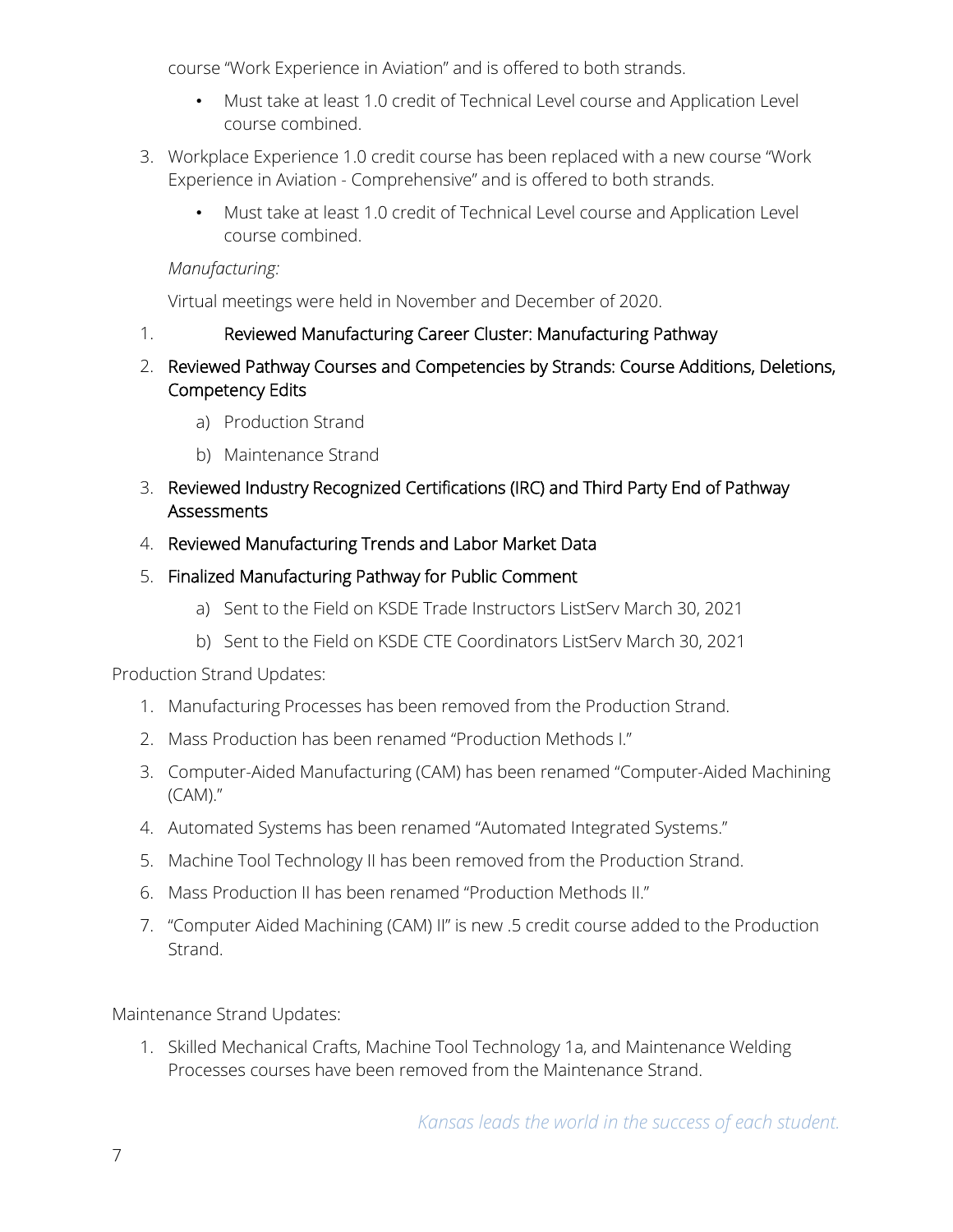course “Work Experience in Aviation” and is offered to both strands.

- Must take at least 1.0 credit of Technical Level course and Application Level course combined.

3. Workplace Experience 1.0 credit course has been replaced with a new course “Work Experience in Aviation - Comprehensive” and is offered to both strands.
   - Must take at least 1.0 credit of Technical Level course and Application Level course combined.

*Manufacturing:*

Virtual meetings were held in November and December of 2020.

1. Reviewed Manufacturing Career Cluster: Manufacturing Pathway
2. Reviewed Pathway Courses and Competencies by Strands: Course Additions, Deletions, Competency Edits
   a) Production Strand
   b) Maintenance Strand
3. Reviewed Industry Recognized Certifications (IRC) and Third Party End of Pathway Assessments
4. Reviewed Manufacturing Trends and Labor Market Data
5. Finalized Manufacturing Pathway for Public Comment
   a) Sent to the Field on KSDE Trade Instructors ListServ March 30, 2021
   b) Sent to the Field on KSDE CTE Coordinators ListServ March 30, 2021

Production Strand Updates:

1. Manufacturing Processes has been removed from the Production Strand.
2. Mass Production has been renamed “Production Methods I.”
3. Computer-Aided Manufacturing (CAM) has been renamed “Computer-Aided Machining (CAM).”
4. Automated Systems has been renamed “Automated Integrated Systems.”
5. Machine Tool Technology II has been removed from the Production Strand.
6. Mass Production II has been renamed “Production Methods II.”
7. “Computer Aided Machining (CAM) II” is new .5 credit course added to the Production Strand.

Maintenance Strand Updates:

1. Skilled Mechanical Crafts, Machine Tool Technology 1a, and Maintenance Welding Processes courses have been removed from the Maintenance Strand.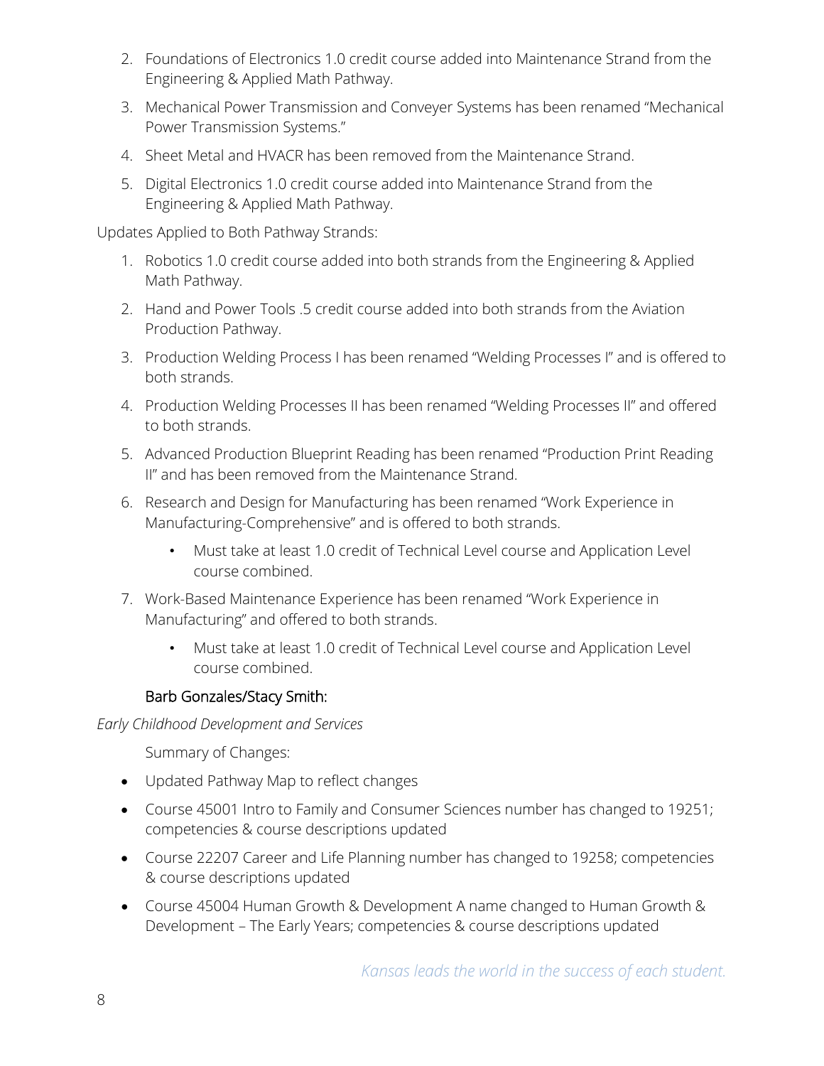2. Foundations of Electronics 1.0 credit course added into Maintenance Strand from the Engineering & Applied Math Pathway.
3. Mechanical Power Transmission and Conveyer Systems has been renamed "Mechanical Power Transmission Systems."
4. Sheet Metal and HVACR has been removed from the Maintenance Strand.
5. Digital Electronics 1.0 credit course added into Maintenance Strand from the Engineering & Applied Math Pathway.

Updates Applied to Both Pathway Strands:

1. Robotics 1.0 credit course added into both strands from the Engineering & Applied Math Pathway.
2. Hand and Power Tools .5 credit course added into both strands from the Aviation Production Pathway.
3. Production Welding Process I has been renamed "Welding Processes I" and is offered to both strands.
4. Production Welding Processes II has been renamed "Welding Processes II" and offered to both strands.
5. Advanced Production Blueprint Reading has been renamed "Production Print Reading II" and has been removed from the Maintenance Strand.
6. Research and Design for Manufacturing has been renamed "Work Experience in Manufacturing-Comprehensive" and is offered to both strands.
    - Must take at least 1.0 credit of Technical Level course and Application Level course combined.
7. Work-Based Maintenance Experience has been renamed "Work Experience in Manufacturing" and offered to both strands.
    - Must take at least 1.0 credit of Technical Level course and Application Level course combined.

### Barb Gonzales/Stacy Smith:

*Early Childhood Development and Services*

Summary of Changes:

- Updated Pathway Map to reflect changes
- Course 45001 Intro to Family and Consumer Sciences number has changed to 19251; competencies & course descriptions updated
- Course 22207 Career and Life Planning number has changed to 19258; competencies & course descriptions updated
- Course 45004 Human Growth & Development A name changed to Human Growth & Development – The Early Years; competencies & course descriptions updated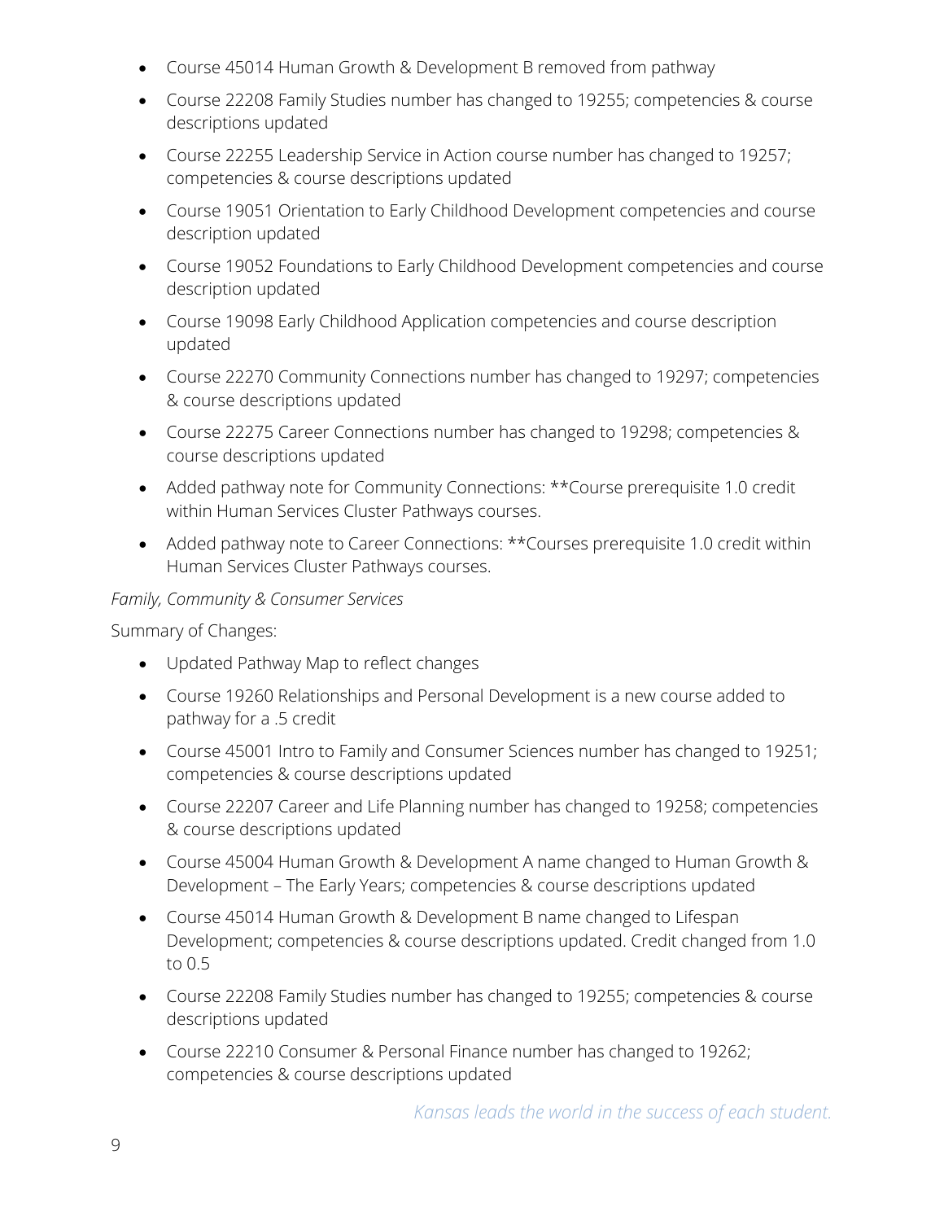- Course 45014 Human Growth & Development B removed from pathway
- Course 22208 Family Studies number has changed to 19255; competencies & course descriptions updated
- Course 22255 Leadership Service in Action course number has changed to 19257; competencies & course descriptions updated
- Course 19051 Orientation to Early Childhood Development competencies and course description updated
- Course 19052 Foundations to Early Childhood Development competencies and course description updated
- Course 19098 Early Childhood Application competencies and course description updated
- Course 22270 Community Connections number has changed to 19297; competencies & course descriptions updated
- Course 22275 Career Connections number has changed to 19298; competencies & course descriptions updated
- Added pathway note for Community Connections: **Course prerequisite 1.0 credit within Human Services Cluster Pathways courses.
- Added pathway note to Career Connections: **Courses prerequisite 1.0 credit within Human Services Cluster Pathways courses.

*Family, Community & Consumer Services*

Summary of Changes:

- Updated Pathway Map to reflect changes
- Course 19260 Relationships and Personal Development is a new course added to pathway for a .5 credit
- Course 45001 Intro to Family and Consumer Sciences number has changed to 19251; competencies & course descriptions updated
- Course 22207 Career and Life Planning number has changed to 19258; competencies & course descriptions updated
- Course 45004 Human Growth & Development A name changed to Human Growth & Development – The Early Years; competencies & course descriptions updated
- Course 45014 Human Growth & Development B name changed to Lifespan Development; competencies & course descriptions updated. Credit changed from 1.0 to 0.5
- Course 22208 Family Studies number has changed to 19255; competencies & course descriptions updated
- Course 22210 Consumer & Personal Finance number has changed to 19262; competencies & course descriptions updated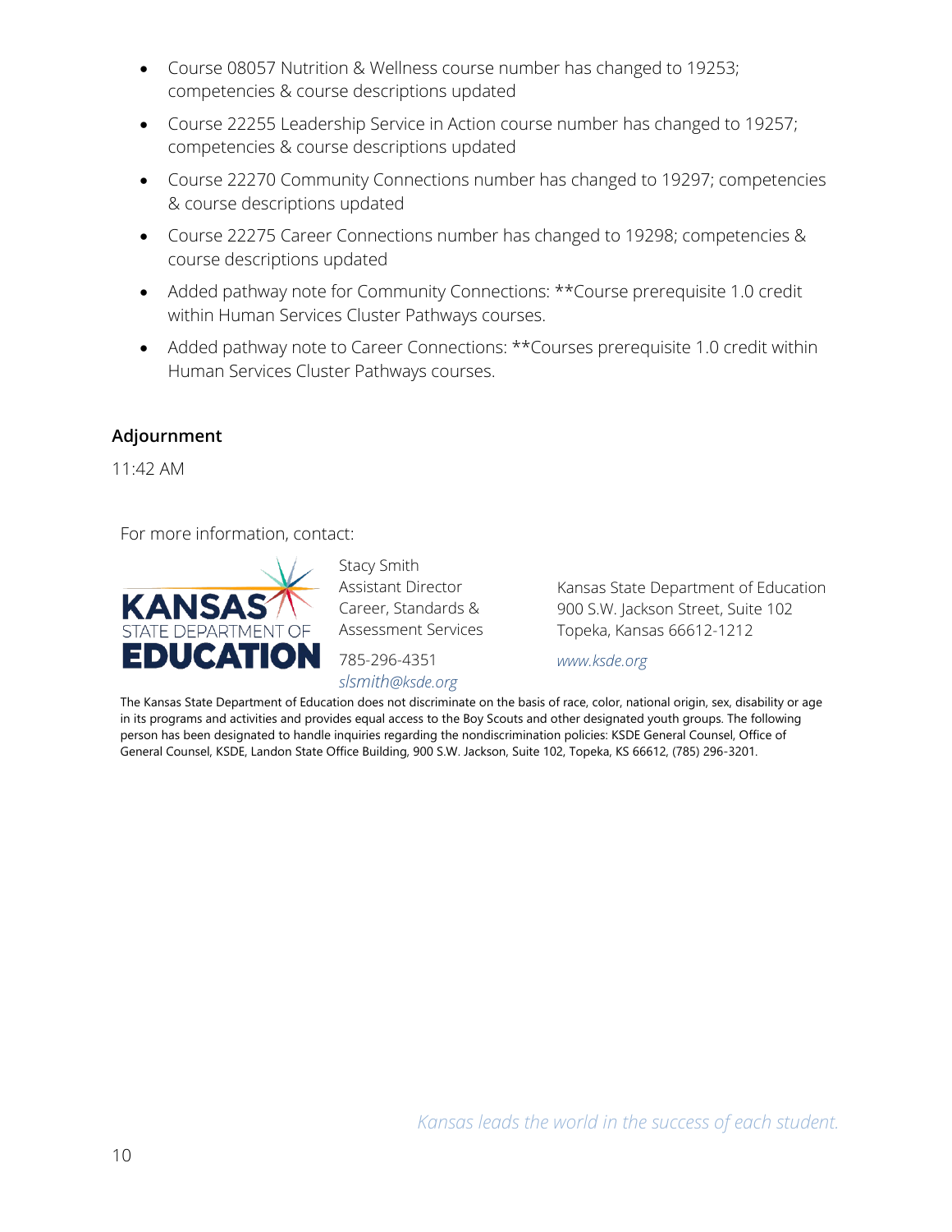- Course 08057 Nutrition & Wellness course number has changed to 19253; competencies & course descriptions updated
- Course 22255 Leadership Service in Action course number has changed to 19257; competencies & course descriptions updated
- Course 22270 Community Connections number has changed to 19297; competencies & course descriptions updated
- Course 22275 Career Connections number has changed to 19298; competencies & course descriptions updated
- Added pathway note for Community Connections: **Course prerequisite 1.0 credit within Human Services Cluster Pathways courses.
- Added pathway note to Career Connections: **Courses prerequisite 1.0 credit within Human Services Cluster Pathways courses.

### Adjournment

11:42 AM

For more information, contact:

KANSAS STATE DEPARTMENT OF EDUCATION

Stacy Smith
Assistant Director
Career, Standards & Assessment Services

785-296-4351
*slsmith@ksde.org*

Kansas State Department of Education
900 S.W. Jackson Street, Suite 102
Topeka, Kansas 66612-1212

*www.ksde.org*

The Kansas State Department of Education does not discriminate on the basis of race, color, national origin, sex, disability or age in its programs and activities and provides equal access to the Boy Scouts and other designated youth groups. The following person has been designated to handle inquiries regarding the nondiscrimination policies: KSDE General Counsel, Office of General Counsel, KSDE, Landon State Office Building, 900 S.W. Jackson, Suite 102, Topeka, KS 66612, (785) 296-3201.

*Kansas leads the world in the success of each student.*